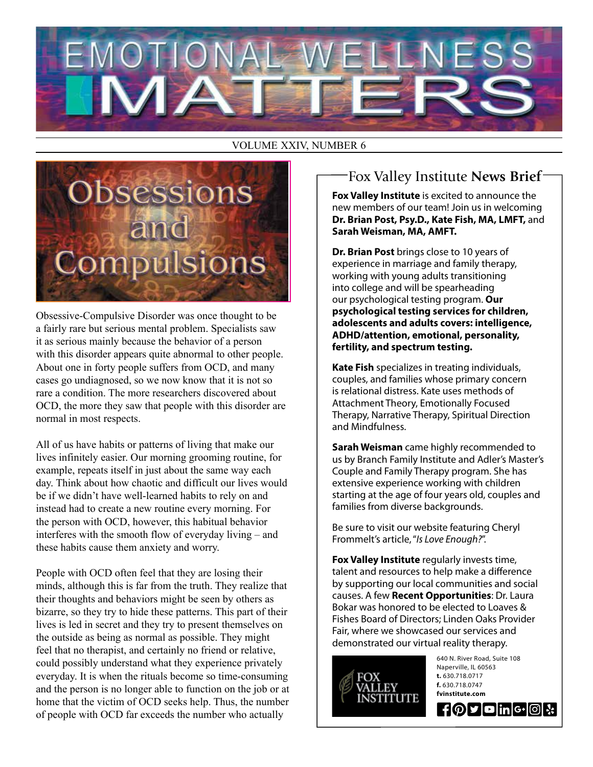# EMOTIONAL WELLNESS MATTERS

VOLUME XXIV, NUMBER 6

## Obsessions and Compulsions

Obsessive-Compulsive Disorder was once thought to be a fairly rare but serious mental problem. Specialists saw it as serious mainly because the behavior of a person with this disorder appears quite abnormal to other people. About one in forty people suffers from OCD, and many cases go undiagnosed, so we now know that it is not so rare a condition. The more researchers discovered about OCD, the more they saw that people with this disorder are normal in most respects.

All of us have habits or patterns of living that make our lives infinitely easier. Our morning grooming routine, for example, repeats itself in just about the same way each day. Think about how chaotic and difficult our lives would be if we didn't have well-learned habits to rely on and instead had to create a new routine every morning. For the person with OCD, however, this habitual behavior interferes with the smooth flow of everyday living – and these habits cause them anxiety and worry.

People with OCD often feel that they are losing their minds, although this is far from the truth. They realize that their thoughts and behaviors might be seen by others as bizarre, so they try to hide these patterns. This part of their lives is led in secret and they try to present themselves on the outside as being as normal as possible. They might feel that no therapist, and certainly no friend or relative, could possibly understand what they experience privately everyday. It is when the rituals become so time-consuming and the person is no longer able to function on the job or at home that the victim of OCD seeks help. Thus, the number of people with OCD far exceeds the number who actually

## Fox Valley Institute **News Brief**

**Fox Valley Institute** is excited to announce the new members of our team! Join us in welcoming **Dr. Brian Post, Psy.D., Kate Fish, MA, LMFT,** and **Sarah Weisman, MA, AMFT.**

**Dr. Brian Post** brings close to 10 years of experience in marriage and family therapy, working with young adults transitioning into college and will be spearheading our psychological testing program. **Our psychological testing services for children, adolescents and adults covers: intelligence, ADHD/attention, emotional, personality, fertility, and spectrum testing.**

**Kate Fish** specializes in treating individuals, couples, and families whose primary concern is relational distress. Kate uses methods of Attachment Theory, Emotionally Focused Therapy, Narrative Therapy, Spiritual Direction and Mindfulness.

**Sarah Weisman** came highly recommended to us by Branch Family Institute and Adler's Master's Couple and Family Therapy program. She has extensive experience working with children starting at the age of four years old, couples and families from diverse backgrounds.

Be sure to visit our website featuring Cheryl Frommelt's article, "*Is Love Enough?*".

**Fox Valley Institute** regularly invests time, talent and resources to help make a difference by supporting our local communities and social causes. A few **Recent Opportunities**: Dr. Laura Bokar was honored to be elected to Loaves & Fishes Board of Directors; Linden Oaks Provider Fair, where we showcased our services and demonstrated our virtual reality therapy.

FOX VALLEY INSTITUTE

640 N. River Road, Suite 108
Naperville, IL 60563
**t.** 630.718.0717
**f.** 630.718.0747
**fvinstitute.com**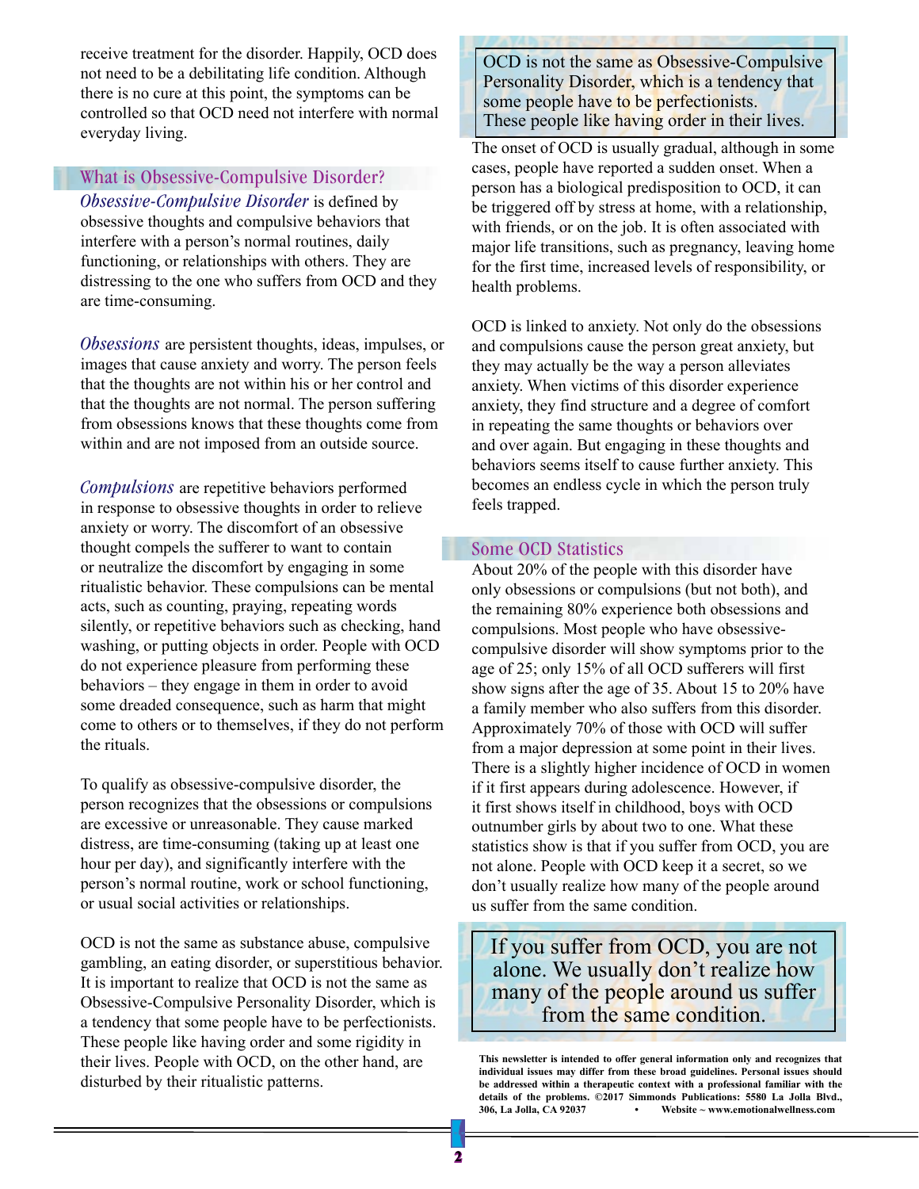receive treatment for the disorder. Happily, OCD does not need to be a debilitating life condition. Although there is no cure at this point, the symptoms can be controlled so that OCD need not interfere with normal everyday living.

## What is Obsessive-Compulsive Disorder?

*Obsessive-Compulsive Disorder* is defined by obsessive thoughts and compulsive behaviors that interfere with a person's normal routines, daily functioning, or relationships with others. They are distressing to the one who suffers from OCD and they are time-consuming.

*Obsessions* are persistent thoughts, ideas, impulses, or images that cause anxiety and worry. The person feels that the thoughts are not within his or her control and that the thoughts are not normal. The person suffering from obsessions knows that these thoughts come from within and are not imposed from an outside source.

*Compulsions* are repetitive behaviors performed in response to obsessive thoughts in order to relieve anxiety or worry. The discomfort of an obsessive thought compels the sufferer to want to contain or neutralize the discomfort by engaging in some ritualistic behavior. These compulsions can be mental acts, such as counting, praying, repeating words silently, or repetitive behaviors such as checking, hand washing, or putting objects in order. People with OCD do not experience pleasure from performing these behaviors – they engage in them in order to avoid some dreaded consequence, such as harm that might come to others or to themselves, if they do not perform the rituals.

To qualify as obsessive-compulsive disorder, the person recognizes that the obsessions or compulsions are excessive or unreasonable. They cause marked distress, are time-consuming (taking up at least one hour per day), and significantly interfere with the person's normal routine, work or school functioning, or usual social activities or relationships.

OCD is not the same as substance abuse, compulsive gambling, an eating disorder, or superstitious behavior. It is important to realize that OCD is not the same as Obsessive-Compulsive Personality Disorder, which is a tendency that some people have to be perfectionists. These people like having order and some rigidity in their lives. People with OCD, on the other hand, are disturbed by their ritualistic patterns.

> OCD is not the same as Obsessive-Compulsive Personality Disorder, which is a tendency that some people have to be perfectionists. These people like having order in their lives.

The onset of OCD is usually gradual, although in some cases, people have reported a sudden onset. When a person has a biological predisposition to OCD, it can be triggered off by stress at home, with a relationship, with friends, or on the job. It is often associated with major life transitions, such as pregnancy, leaving home for the first time, increased levels of responsibility, or health problems.

OCD is linked to anxiety. Not only do the obsessions and compulsions cause the person great anxiety, but they may actually be the way a person alleviates anxiety. When victims of this disorder experience anxiety, they find structure and a degree of comfort in repeating the same thoughts or behaviors over and over again. But engaging in these thoughts and behaviors seems itself to cause further anxiety. This becomes an endless cycle in which the person truly feels trapped.

## Some OCD Statistics

About 20% of the people with this disorder have only obsessions or compulsions (but not both), and the remaining 80% experience both obsessions and compulsions. Most people who have obsessive-compulsive disorder will show symptoms prior to the age of 25; only 15% of all OCD sufferers will first show signs after the age of 35. About 15 to 20% have a family member who also suffers from this disorder. Approximately 70% of those with OCD will suffer from a major depression at some point in their lives. There is a slightly higher incidence of OCD in women if it first appears during adolescence. However, if it first shows itself in childhood, boys with OCD outnumber girls by about two to one. What these statistics show is that if you suffer from OCD, you are not alone. People with OCD keep it a secret, so we don't usually realize how many of the people around us suffer from the same condition.

> If you suffer from OCD, you are not alone. We usually don't realize how many of the people around us suffer from the same condition.

**This newsletter is intended to offer general information only and recognizes that individual issues may differ from these broad guidelines. Personal issues should be addressed within a therapeutic context with a professional familiar with the details of the problems. ©2017 Simmonds Publications: 5580 La Jolla Blvd., 306, La Jolla, CA 92037 • Website ~ www.emotionalwellness.com**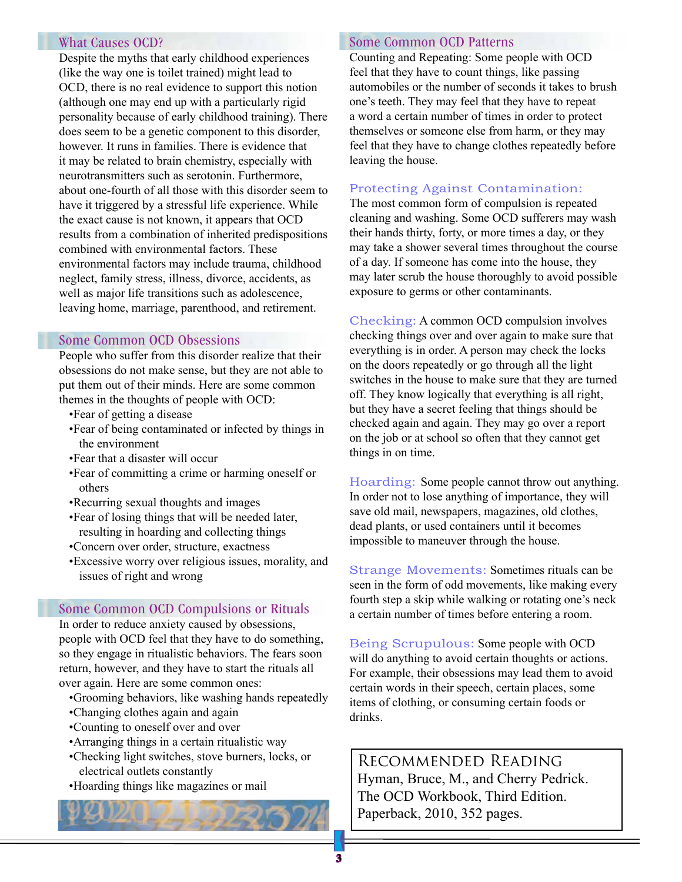## What Causes OCD?

Despite the myths that early childhood experiences (like the way one is toilet trained) might lead to OCD, there is no real evidence to support this notion (although one may end up with a particularly rigid personality because of early childhood training). There does seem to be a genetic component to this disorder, however. It runs in families. There is evidence that it may be related to brain chemistry, especially with neurotransmitters such as serotonin. Furthermore, about one-fourth of all those with this disorder seem to have it triggered by a stressful life experience. While the exact cause is not known, it appears that OCD results from a combination of inherited predispositions combined with environmental factors. These environmental factors may include trauma, childhood neglect, family stress, illness, divorce, accidents, as well as major life transitions such as adolescence, leaving home, marriage, parenthood, and retirement.

## Some Common OCD Obsessions

People who suffer from this disorder realize that their obsessions do not make sense, but they are not able to put them out of their minds. Here are some common themes in the thoughts of people with OCD:

- Fear of getting a disease
- Fear of being contaminated or infected by things in the environment
- Fear that a disaster will occur
- Fear of committing a crime or harming oneself or others
- Recurring sexual thoughts and images
- Fear of losing things that will be needed later, resulting in hoarding and collecting things
- Concern over order, structure, exactness
- Excessive worry over religious issues, morality, and issues of right and wrong

## Some Common OCD Compulsions or Rituals

In order to reduce anxiety caused by obsessions, people with OCD feel that they have to do something, so they engage in ritualistic behaviors. The fears soon return, however, and they have to start the rituals all over again. Here are some common ones:

- Grooming behaviors, like washing hands repeatedly
- Changing clothes again and again
- Counting to oneself over and over
- Arranging things in a certain ritualistic way
- Checking light switches, stove burners, locks, or electrical outlets constantly
- Hoarding things like magazines or mail

## Some Common OCD Patterns

Counting and Repeating: Some people with OCD feel that they have to count things, like passing automobiles or the number of seconds it takes to brush one's teeth. They may feel that they have to repeat a word a certain number of times in order to protect themselves or someone else from harm, or they may feel that they have to change clothes repeatedly before leaving the house.

**Protecting Against Contamination:** The most common form of compulsion is repeated cleaning and washing. Some OCD sufferers may wash their hands thirty, forty, or more times a day, or they may take a shower several times throughout the course of a day. If someone has come into the house, they may later scrub the house thoroughly to avoid possible exposure to germs or other contaminants.

**Checking:** A common OCD compulsion involves checking things over and over again to make sure that everything is in order. A person may check the locks on the doors repeatedly or go through all the light switches in the house to make sure that they are turned off. They know logically that everything is all right, but they have a secret feeling that things should be checked again and again. They may go over a report on the job or at school so often that they cannot get things in on time.

**Hoarding:** Some people cannot throw out anything. In order not to lose anything of importance, they will save old mail, newspapers, magazines, old clothes, dead plants, or used containers until it becomes impossible to maneuver through the house.

**Strange Movements:** Sometimes rituals can be seen in the form of odd movements, like making every fourth step a skip while walking or rotating one's neck a certain number of times before entering a room.

**Being Scrupulous:** Some people with OCD will do anything to avoid certain thoughts or actions. For example, their obsessions may lead them to avoid certain words in their speech, certain places, some items of clothing, or consuming certain foods or drinks.

### Recommended Reading

Hyman, Bruce, M., and Cherry Pedrick. The OCD Workbook, Third Edition. Paperback, 2010, 352 pages.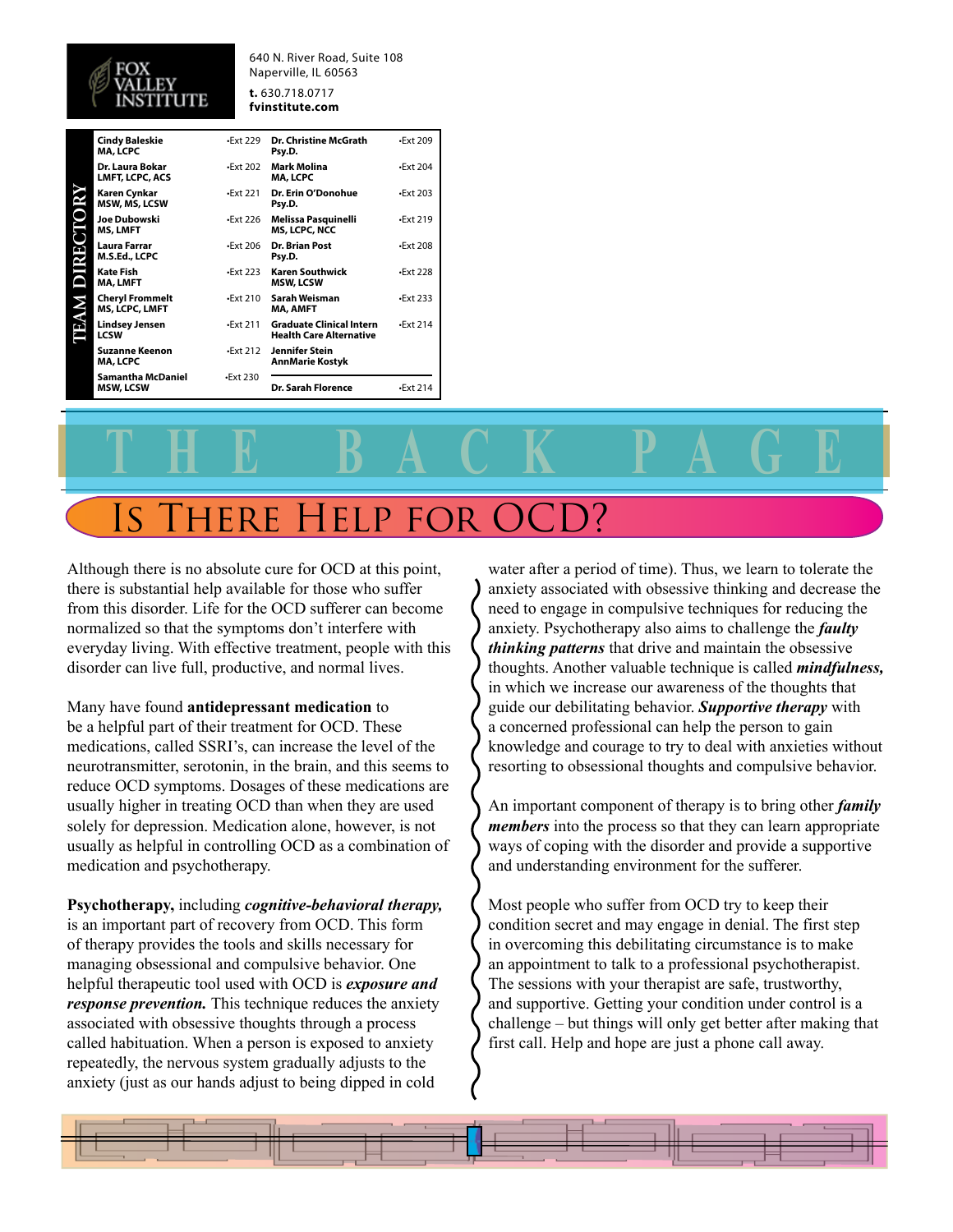FOX VALLEY INSTITUTE

640 N. River Road, Suite 108
Naperville, IL 60563

**t.** 630.718.0717
**fvinstitute.com**

## TEAM DIRECTORY

| | | | |
|---|---|---|---|
| **Cindy Baleskie** **MA, LCPC** | •Ext 229 | **Dr. Christine McGrath** **Psy.D.** | •Ext 209 |
| **Dr. Laura Bokar** **LMFT, LCPC, ACS** | •Ext 202 | **Mark Molina** **MA, LCPC** | •Ext 204 |
| **Karen Cynkar** **MSW, MS, LCSW** | •Ext 221 | **Dr. Erin O'Donohue** **Psy.D.** | •Ext 203 |
| **Joe Dubowski** **MS, LMFT** | •Ext 226 | **Melissa Pasquinelli** **MS, LCPC, NCC** | •Ext 219 |
| **Laura Farrar** **M.S.Ed., LCPC** | •Ext 206 | **Dr. Brian Post** **Psy.D.** | •Ext 208 |
| **Kate Fish** **MA, LMFT** | •Ext 223 | **Karen Southwick** **MSW, LCSW** | •Ext 228 |
| **Cheryl Frommelt** **MS, LCPC, LMFT** | •Ext 210 | **Sarah Weisman** **MA, AMFT** | •Ext 233 |
| **Lindsey Jensen** **LCSW** | •Ext 211 | **Graduate Clinical Intern** **Health Care Alternative** | •Ext 214 |
| **Suzanne Keenon** **MA, LCPC** | •Ext 212 | **Jennifer Stein** **AnnMarie Kostyk** | |
| **Samantha McDaniel** **MSW, LCSW** | •Ext 230 | **Dr. Sarah Florence** | •Ext 214 |

# THE BACK PAGE

## Is There Help for OCD?

Although there is no absolute cure for OCD at this point, there is substantial help available for those who suffer from this disorder. Life for the OCD sufferer can become normalized so that the symptoms don't interfere with everyday living. With effective treatment, people with this disorder can live full, productive, and normal lives.

Many have found **antidepressant medication** to be a helpful part of their treatment for OCD. These medications, called SSRI's, can increase the level of the neurotransmitter, serotonin, in the brain, and this seems to reduce OCD symptoms. Dosages of these medications are usually higher in treating OCD than when they are used solely for depression. Medication alone, however, is not usually as helpful in controlling OCD as a combination of medication and psychotherapy.

**Psychotherapy,** including ***cognitive-behavioral therapy,*** is an important part of recovery from OCD. This form of therapy provides the tools and skills necessary for managing obsessional and compulsive behavior. One helpful therapeutic tool used with OCD is ***exposure and response prevention.*** This technique reduces the anxiety associated with obsessive thoughts through a process called habituation. When a person is exposed to anxiety repeatedly, the nervous system gradually adjusts to the anxiety (just as our hands adjust to being dipped in cold water after a period of time). Thus, we learn to tolerate the anxiety associated with obsessive thinking and decrease the need to engage in compulsive techniques for reducing the anxiety. Psychotherapy also aims to challenge the ***faulty thinking patterns*** that drive and maintain the obsessive thoughts. Another valuable technique is called ***mindfulness,*** in which we increase our awareness of the thoughts that guide our debilitating behavior. ***Supportive therapy*** with a concerned professional can help the person to gain knowledge and courage to try to deal with anxieties without resorting to obsessional thoughts and compulsive behavior.

An important component of therapy is to bring other ***family members*** into the process so that they can learn appropriate ways of coping with the disorder and provide a supportive and understanding environment for the sufferer.

Most people who suffer from OCD try to keep their condition secret and may engage in denial. The first step in overcoming this debilitating circumstance is to make an appointment to talk to a professional psychotherapist. The sessions with your therapist are safe, trustworthy, and supportive. Getting your condition under control is a challenge – but things will only get better after making that first call. Help and hope are just a phone call away.